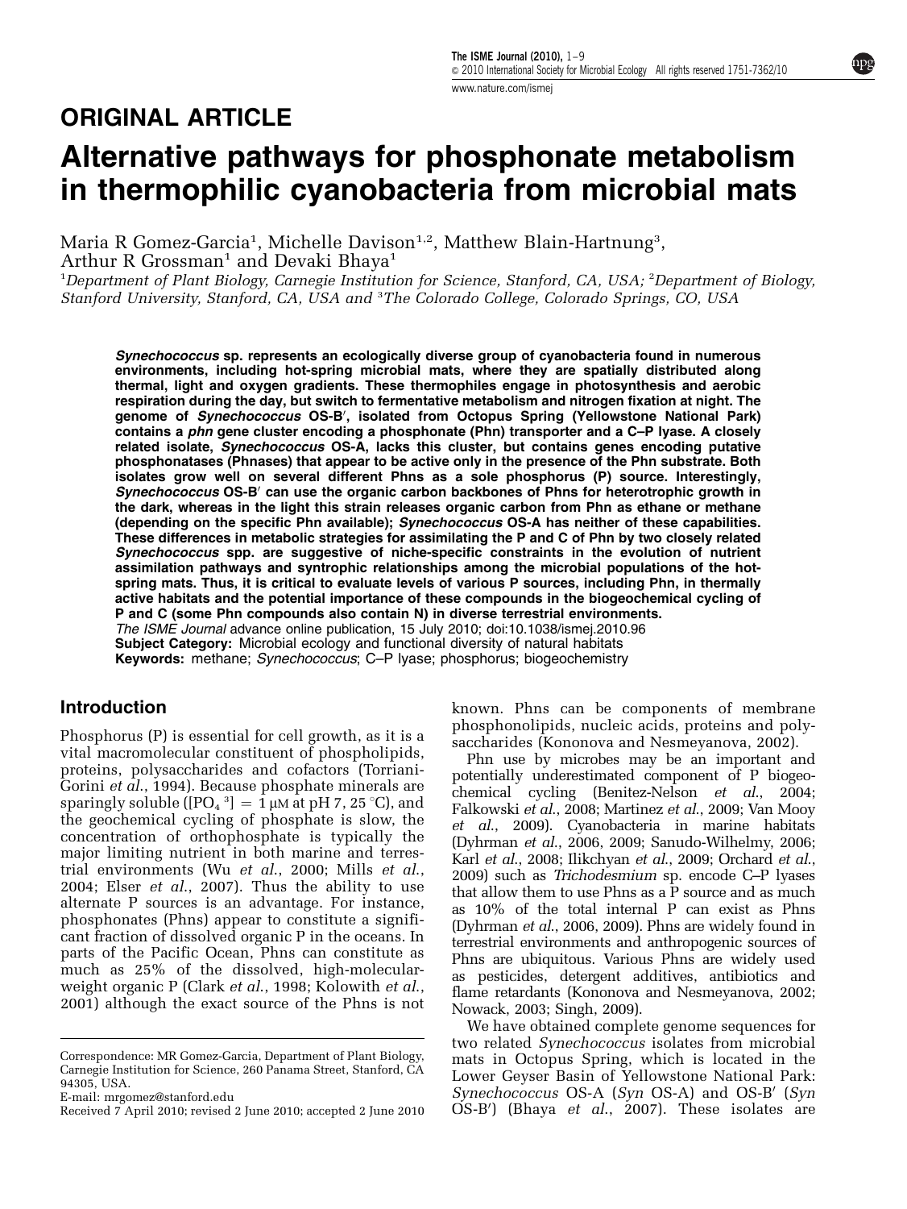ORIGINAL ARTICLE

# Alternative pathways for phosphonate metabolism in thermophilic cyanobacteria from microbial mats

Maria R Gomez-Garcia[1], Michelle Davison[1,2], Matthew Blain-Hartnung[3], Arthur R Grossman[1] and Devaki Bhaya[1]

[1]Department of Plant Biology, Carnegie Institution for Science, Stanford, CA, USA; [2]Department of Biology, Stanford University, Stanford, CA, USA and [3]The Colorado College, Colorado Springs, CO, USA

***Synechococcus* sp. represents an ecologically diverse group of cyanobacteria found in numerous environments, including hot-spring microbial mats, where they are spatially distributed along thermal, light and oxygen gradients. These thermophiles engage in photosynthesis and aerobic respiration during the day, but switch to fermentative metabolism and nitrogen fixation at night. The genome of *Synechococcus* OS-B′, isolated from Octopus Spring (Yellowstone National Park) contains a *phn* gene cluster encoding a phosphonate (Phn) transporter and a C–P lyase. A closely related isolate, *Synechococcus* OS-A, lacks this cluster, but contains genes encoding putative phosphonatases (Phnases) that appear to be active only in the presence of the Phn substrate. Both isolates grow well on several different Phns as a sole phosphorus (P) source. Interestingly, *Synechococcus* OS-B′ can use the organic carbon backbones of Phns for heterotrophic growth in the dark, whereas in the light this strain releases organic carbon from Phn as ethane or methane (depending on the specific Phn available); *Synechococcus* OS-A has neither of these capabilities. These differences in metabolic strategies for assimilating the P and C of Phn by two closely related *Synechococcus* spp. are suggestive of niche-specific constraints in the evolution of nutrient assimilation pathways and syntrophic relationships among the microbial populations of the hot-spring mats. Thus, it is critical to evaluate levels of various P sources, including Phn, in thermally active habitats and the potential importance of these compounds in the biogeochemical cycling of P and C (some Phn compounds also contain N) in diverse terrestrial environments.**

*The ISME Journal* advance online publication, 15 July 2010; doi:10.1038/ismej.2010.96

**Subject Category:** Microbial ecology and functional diversity of natural habitats

**Keywords:** methane; *Synechococcus*; C–P lyase; phosphorus; biogeochemistry

## Introduction

Phosphorus (P) is essential for cell growth, as it is a vital macromolecular constituent of phospholipids, proteins, polysaccharides and cofactors (Torriani-Gorini *et al.*, 1994). Because phosphate minerals are sparingly soluble ($[PO_4^{3-}] = 1\ \mu M$ at pH 7, 25 °C), and the geochemical cycling of phosphate is slow, the concentration of orthophosphate is typically the major limiting nutrient in both marine and terrestrial environments (Wu *et al.*, 2000; Mills *et al.*, 2004; Elser *et al.*, 2007). Thus the ability to use alternate P sources is an advantage. For instance, phosphonates (Phns) appear to constitute a significant fraction of dissolved organic P in the oceans. In parts of the Pacific Ocean, Phns can constitute as much as 25% of the dissolved, high-molecular-weight organic P (Clark *et al.*, 1998; Kolowith *et al.*, 2001) although the exact source of the Phns is not known. Phns can be components of membrane phosphonolipids, nucleic acids, proteins and polysaccharides (Kononova and Nesmeyanova, 2002).

Phn use by microbes may be an important and potentially underestimated component of P biogeochemical cycling (Benitez-Nelson *et al.*, 2004; Falkowski *et al.*, 2008; Martinez *et al.*, 2009; Van Mooy *et al.*, 2009). Cyanobacteria in marine habitats (Dyhrman *et al.*, 2006, 2009; Sanudo-Wilhelmy, 2006; Karl *et al.*, 2008; Ilikchyan *et al.*, 2009; Orchard *et al.*, 2009) such as *Trichodesmium* sp. encode C–P lyases that allow them to use Phns as a P source and as much as 10% of the total internal P can exist as Phns (Dyhrman *et al.*, 2006, 2009). Phns are widely found in terrestrial environments and anthropogenic sources of Phns are ubiquitous. Various Phns are widely used as pesticides, detergent additives, antibiotics and flame retardants (Kononova and Nesmeyanova, 2002; Nowack, 2003; Singh, 2009).

We have obtained complete genome sequences for two related *Synechococcus* isolates from microbial mats in Octopus Spring, which is located in the Lower Geyser Basin of Yellowstone National Park: *Synechococcus* OS-A (*Syn* OS-A) and OS-B′ (*Syn* OS-B′) (Bhaya *et al.*, 2007). These isolates are

Correspondence: MR Gomez-Garcia, Department of Plant Biology, Carnegie Institution for Science, 260 Panama Street, Stanford, CA 94305, USA.
E-mail: mrgomez@stanford.edu

Received 7 April 2010; revised 2 June 2010; accepted 2 June 2010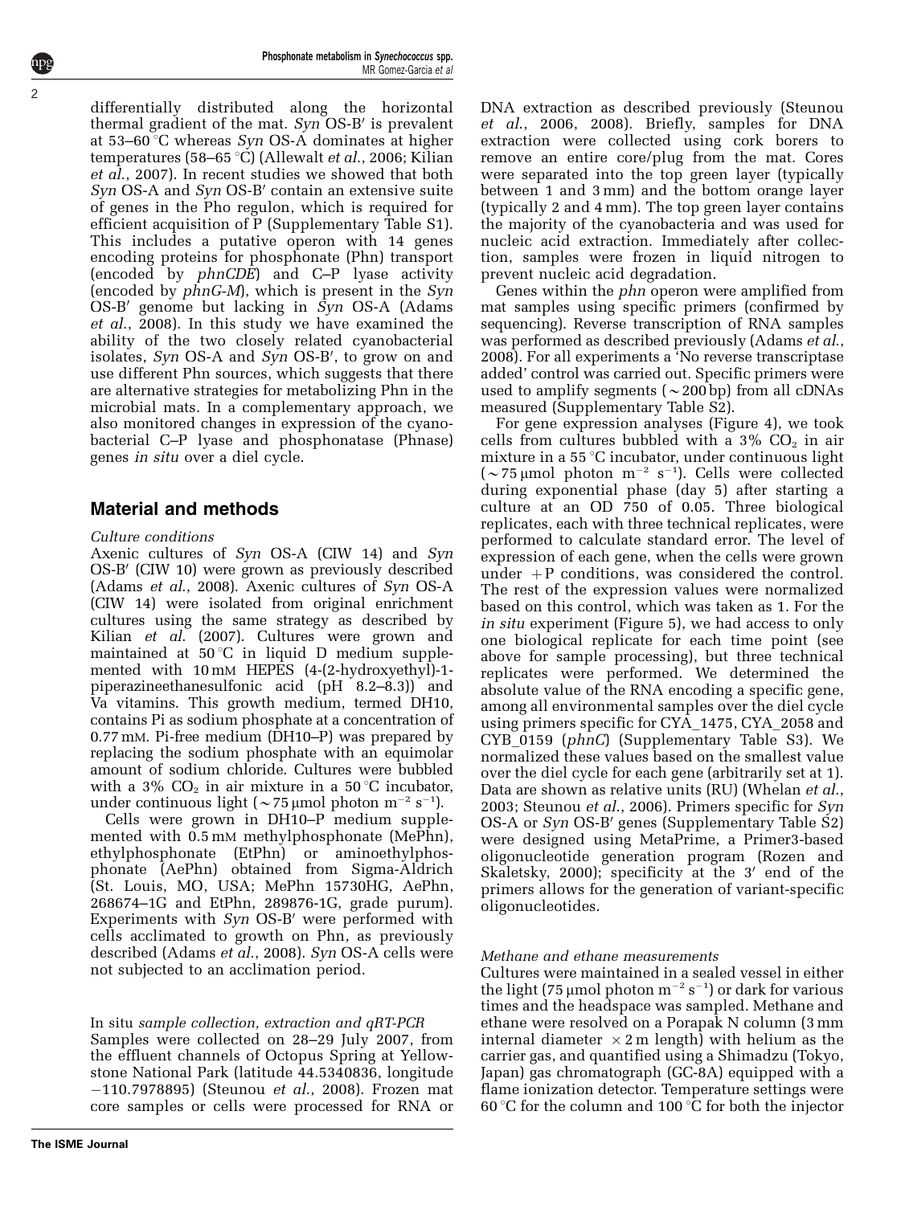differentially distributed along the horizontal thermal gradient of the mat. *Syn* OS-B′ is prevalent at 53–60 °C whereas *Syn* OS-A dominates at higher temperatures (58–65 °C) (Allewalt *et al.*, 2006; Kilian *et al.*, 2007). In recent studies we showed that both *Syn* OS-A and *Syn* OS-B′ contain an extensive suite of genes in the Pho regulon, which is required for efficient acquisition of P (Supplementary Table S1). This includes a putative operon with 14 genes encoding proteins for phosphonate (Phn) transport (encoded by *phnCDE*) and C–P lyase activity (encoded by *phnG-M*), which is present in the *Syn* OS-B′ genome but lacking in *Syn* OS-A (Adams *et al.*, 2008). In this study we have examined the ability of the two closely related cyanobacterial isolates, *Syn* OS-A and *Syn* OS-B′, to grow on and use different Phn sources, which suggests that there are alternative strategies for metabolizing Phn in the microbial mats. In a complementary approach, we also monitored changes in expression of the cyanobacterial C–P lyase and phosphonatase (Phnase) genes *in situ* over a diel cycle.

## Material and methods

*Culture conditions*

Axenic cultures of *Syn* OS-A (CIW 14) and *Syn* OS-B′ (CIW 10) were grown as previously described (Adams *et al.*, 2008). Axenic cultures of *Syn* OS-A (CIW 14) were isolated from original enrichment cultures using the same strategy as described by Kilian *et al.* (2007). Cultures were grown and maintained at 50 °C in liquid D medium supplemented with 10 mM HEPES (4-(2-hydroxyethyl)-1-piperazineethanesulfonic acid (pH 8.2–8.3)) and Va vitamins. This growth medium, termed DH10, contains Pi as sodium phosphate at a concentration of 0.77 mM. Pi-free medium (DH10–P) was prepared by replacing the sodium phosphate with an equimolar amount of sodium chloride. Cultures were bubbled with a 3% $CO_2$ in air mixture in a 50 °C incubator, under continuous light (~75 µmol photon $m^{-2}$ $s^{-1}$).

Cells were grown in DH10–P medium supplemented with 0.5 mM methylphosphonate (MePhn), ethylphosphonate (EtPhn) or aminoethylphosphonate (AePhn) obtained from Sigma-Aldrich (St. Louis, MO, USA; MePhn 15730HG, AePhn, 268674–1G and EtPhn, 289876-1G, grade purum). Experiments with *Syn* OS-B′ were performed with cells acclimated to growth on Phn, as previously described (Adams *et al.*, 2008). *Syn* OS-A cells were not subjected to an acclimation period.

*In situ sample collection, extraction and qRT-PCR*

Samples were collected on 28–29 July 2007, from the effluent channels of Octopus Spring at Yellowstone National Park (latitude 44.5340836, longitude −110.7978895) (Steunou *et al.*, 2008). Frozen mat core samples or cells were processed for RNA or DNA extraction as described previously (Steunou *et al.*, 2006, 2008). Briefly, samples for DNA extraction were collected using cork borers to remove an entire core/plug from the mat. Cores were separated into the top green layer (typically between 1 and 3 mm) and the bottom orange layer (typically 2 and 4 mm). The top green layer contains the majority of the cyanobacteria and was used for nucleic acid extraction. Immediately after collection, samples were frozen in liquid nitrogen to prevent nucleic acid degradation.

Genes within the *phn* operon were amplified from mat samples using specific primers (confirmed by sequencing). Reverse transcription of RNA samples was performed as described previously (Adams *et al.*, 2008). For all experiments a 'No reverse transcriptase added' control was carried out. Specific primers were used to amplify segments (~200 bp) from all cDNAs measured (Supplementary Table S2).

For gene expression analyses (Figure 4), we took cells from cultures bubbled with a 3% $CO_2$ in air mixture in a 55 °C incubator, under continuous light (~75 µmol photon $m^{-2}$ $s^{-1}$). Cells were collected during exponential phase (day 5) after starting a culture at an OD 750 of 0.05. Three biological replicates, each with three technical replicates, were performed to calculate standard error. The level of expression of each gene, when the cells were grown under +P conditions, was considered the control. The rest of the expression values were normalized based on this control, which was taken as 1. For the *in situ* experiment (Figure 5), we had access to only one biological replicate for each time point (see above for sample processing), but three technical replicates were performed. We determined the absolute value of the RNA encoding a specific gene, among all environmental samples over the diel cycle using primers specific for CYA_1475, CYA_2058 and CYB_0159 (*phnC*) (Supplementary Table S3). We normalized these values based on the smallest value over the diel cycle for each gene (arbitrarily set at 1). Data are shown as relative units (RU) (Whelan *et al.*, 2003; Steunou *et al.*, 2006). Primers specific for *Syn* OS-A or *Syn* OS-B′ genes (Supplementary Table S2) were designed using MetaPrime, a Primer3-based oligonucleotide generation program (Rozen and Skaletsky, 2000); specificity at the 3′ end of the primers allows for the generation of variant-specific oligonucleotides.

*Methane and ethane measurements*

Cultures were maintained in a sealed vessel in either the light (75 µmol photon $m^{-2}$ $s^{-1}$) or dark for various times and the headspace was sampled. Methane and ethane were resolved on a Porapak N column (3 mm internal diameter × 2 m length) with helium as the carrier gas, and quantified using a Shimadzu (Tokyo, Japan) gas chromatograph (GC-8A) equipped with a flame ionization detector. Temperature settings were 60 °C for the column and 100 °C for both the injector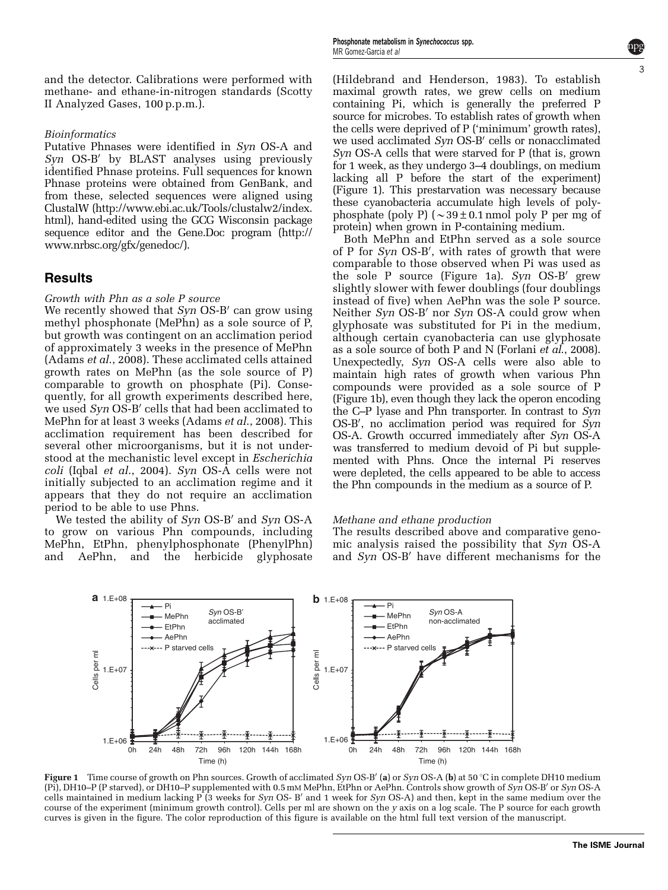and the detector. Calibrations were performed with methane- and ethane-in-nitrogen standards (Scotty II Analyzed Gases, 100 p.p.m.).

### *Bioinformatics*

Putative Phnases were identified in *Syn* OS-A and *Syn* OS-B′ by BLAST analyses using previously identified Phnase proteins. Full sequences for known Phnase proteins were obtained from GenBank, and from these, selected sequences were aligned using ClustalW (http://www.ebi.ac.uk/Tools/clustalw2/index.html), hand-edited using the GCG Wisconsin package sequence editor and the Gene.Doc program (http://www.nrbsc.org/gfx/genedoc/).

## Results

### *Growth with Phn as a sole P source*

We recently showed that *Syn* OS-B′ can grow using methyl phosphonate (MePhn) as a sole source of P, but growth was contingent on an acclimation period of approximately 3 weeks in the presence of MePhn (Adams *et al.*, 2008). These acclimated cells attained growth rates on MePhn (as the sole source of P) comparable to growth on phosphate (Pi). Consequently, for all growth experiments described here, we used *Syn* OS-B′ cells that had been acclimated to MePhn for at least 3 weeks (Adams *et al.*, 2008). This acclimation requirement has been described for several other microorganisms, but it is not understood at the mechanistic level except in *Escherichia coli* (Iqbal *et al.*, 2004). *Syn* OS-A cells were not initially subjected to an acclimation regime and it appears that they do not require an acclimation period to be able to use Phns.

We tested the ability of *Syn* OS-B′ and *Syn* OS-A to grow on various Phn compounds, including MePhn, EtPhn, phenylphosphonate (PhenylPhn) and AePhn, and the herbicide glyphosate (Hildebrand and Henderson, 1983). To establish maximal growth rates, we grew cells on medium containing Pi, which is generally the preferred P source for microbes. To establish rates of growth when the cells were deprived of P ('minimum' growth rates), we used acclimated *Syn* OS-B′ cells or nonacclimated *Syn* OS-A cells that were starved for P (that is, grown for 1 week, as they undergo 3–4 doublings, on medium lacking all P before the start of the experiment) (Figure 1). This prestarvation was necessary because these cyanobacteria accumulate high levels of polyphosphate (poly P) ($\sim 39 \pm 0.1$ nmol poly P per mg of protein) when grown in P-containing medium.

Both MePhn and EtPhn served as a sole source of P for *Syn* OS-B′, with rates of growth that were comparable to those observed when Pi was used as the sole P source (Figure 1a). *Syn* OS-B′ grew slightly slower with fewer doublings (four doublings instead of five) when AePhn was the sole P source. Neither *Syn* OS-B′ nor *Syn* OS-A could grow when glyphosate was substituted for Pi in the medium, although certain cyanobacteria can use glyphosate as a sole source of both P and N (Forlani *et al.*, 2008). Unexpectedly, *Syn* OS-A cells were also able to maintain high rates of growth when various Phn compounds were provided as a sole source of P (Figure 1b), even though they lack the operon encoding the C–P lyase and Phn transporter. In contrast to *Syn* OS-B′, no acclimation period was required for *Syn* OS-A. Growth occurred immediately after *Syn* OS-A was transferred to medium devoid of Pi but supplemented with Phns. Once the internal Pi reserves were depleted, the cells appeared to be able to access the Phn compounds in the medium as a source of P.

### *Methane and ethane production*

The results described above and comparative genomic analysis raised the possibility that *Syn* OS-A and *Syn* OS-B′ have different mechanisms for the

**Figure 1** Time course of growth on Phn sources. Growth of acclimated *Syn* OS-B′ (**a**) or *Syn* OS-A (**b**) at 50 °C in complete DH10 medium (Pi), DH10–P (P starved), or DH10–P supplemented with 0.5 mM MePhn, EtPhn or AePhn. Controls show growth of *Syn* OS-B′ or *Syn* OS-A cells maintained in medium lacking P (3 weeks for *Syn* OS- B′ and 1 week for *Syn* OS-A) and then, kept in the same medium over the course of the experiment (minimum growth control). Cells per ml are shown on the *y* axis on a log scale. The P source for each growth curves is given in the figure. The color reproduction of this figure is available on the html full text version of the manuscript.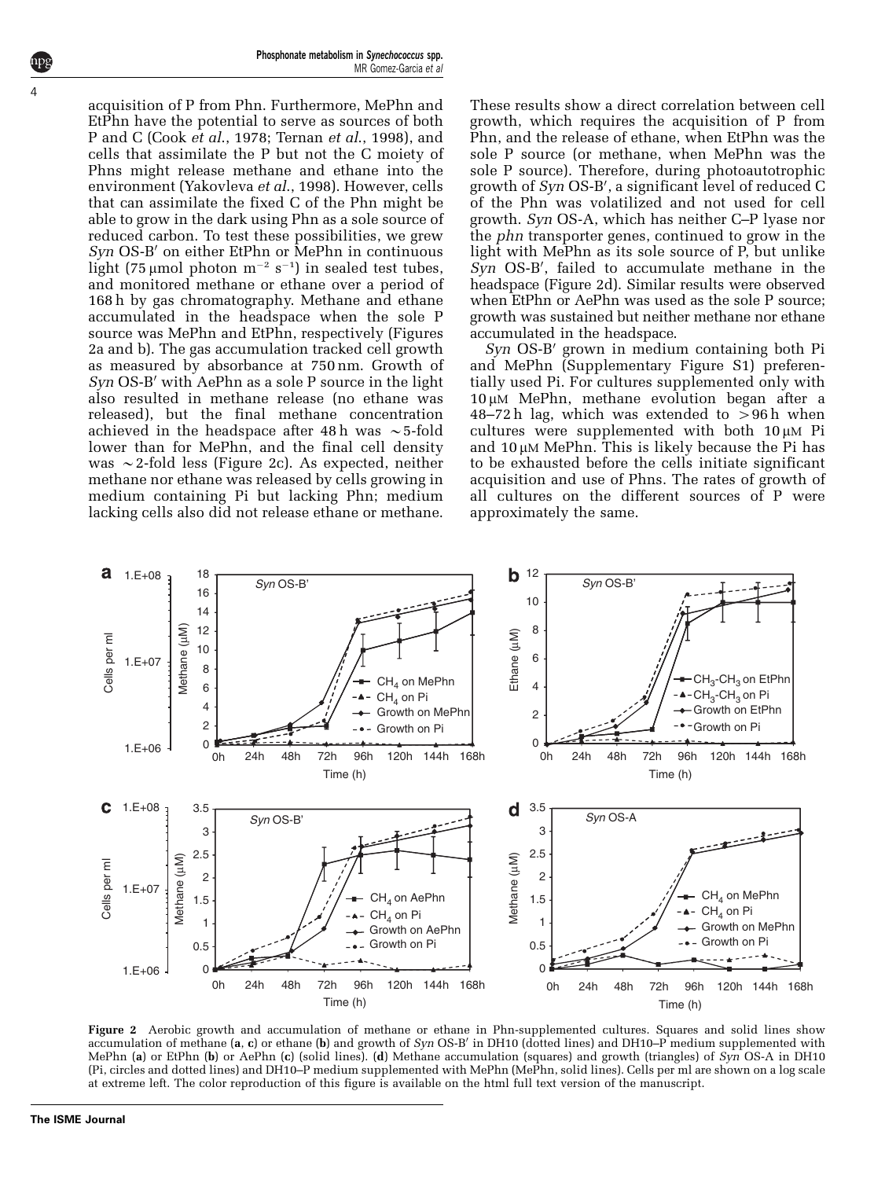acquisition of P from Phn. Furthermore, MePhn and EtPhn have the potential to serve as sources of both P and C (Cook *et al.*, 1978; Ternan *et al.*, 1998), and cells that assimilate the P but not the C moiety of Phns might release methane and ethane into the environment (Yakovleva *et al.*, 1998). However, cells that can assimilate the fixed C of the Phn might be able to grow in the dark using Phn as a sole source of reduced carbon. To test these possibilities, we grew *Syn* OS-B′ on either EtPhn or MePhn in continuous light (75 μmol photon $m^{-2}$ $s^{-1}$) in sealed test tubes, and monitored methane or ethane over a period of 168 h by gas chromatography. Methane and ethane accumulated in the headspace when the sole P source was MePhn and EtPhn, respectively (Figures 2a and b). The gas accumulation tracked cell growth as measured by absorbance at 750 nm. Growth of *Syn* OS-B′ with AePhn as a sole P source in the light also resulted in methane release (no ethane was released), but the final methane concentration achieved in the headspace after 48 h was ∼5-fold lower than for MePhn, and the final cell density was ∼2-fold less (Figure 2c). As expected, neither methane nor ethane was released by cells growing in medium containing Pi but lacking Phn; medium lacking cells also did not release ethane or methane. These results show a direct correlation between cell growth, which requires the acquisition of P from Phn, and the release of ethane, when EtPhn was the sole P source (or methane, when MePhn was the sole P source). Therefore, during photoautotrophic growth of *Syn* OS-B′, a significant level of reduced C of the Phn was volatilized and not used for cell growth. *Syn* OS-A, which has neither C–P lyase nor the *phn* transporter genes, continued to grow in the light with MePhn as its sole source of P, but unlike *Syn* OS-B′, failed to accumulate methane in the headspace (Figure 2d). Similar results were observed when EtPhn or AePhn was used as the sole P source; growth was sustained but neither methane nor ethane accumulated in the headspace.

*Syn* OS-B′ grown in medium containing both Pi and MePhn (Supplementary Figure S1) preferentially used Pi. For cultures supplemented only with 10 μM MePhn, methane evolution began after a 48–72 h lag, which was extended to >96 h when cultures were supplemented with both 10 μM Pi and 10 μM MePhn. This is likely because the Pi has to be exhausted before the cells initiate significant acquisition and use of Phns. The rates of growth of all cultures on the different sources of P were approximately the same.

**Figure 2** Aerobic growth and accumulation of methane or ethane in Phn-supplemented cultures. Squares and solid lines show accumulation of methane (**a**, **c**) or ethane (**b**) and growth of *Syn* OS-B′ in DH10 (dotted lines) and DH10–P medium supplemented with MePhn (**a**) or EtPhn (**b**) or AePhn (**c**) (solid lines). (**d**) Methane accumulation (squares) and growth (triangles) of *Syn* OS-A in DH10 (Pi, circles and dotted lines) and DH10–P medium supplemented with MePhn (MePhn, solid lines). Cells per ml are shown on a log scale at extreme left. The color reproduction of this figure is available on the html full text version of the manuscript.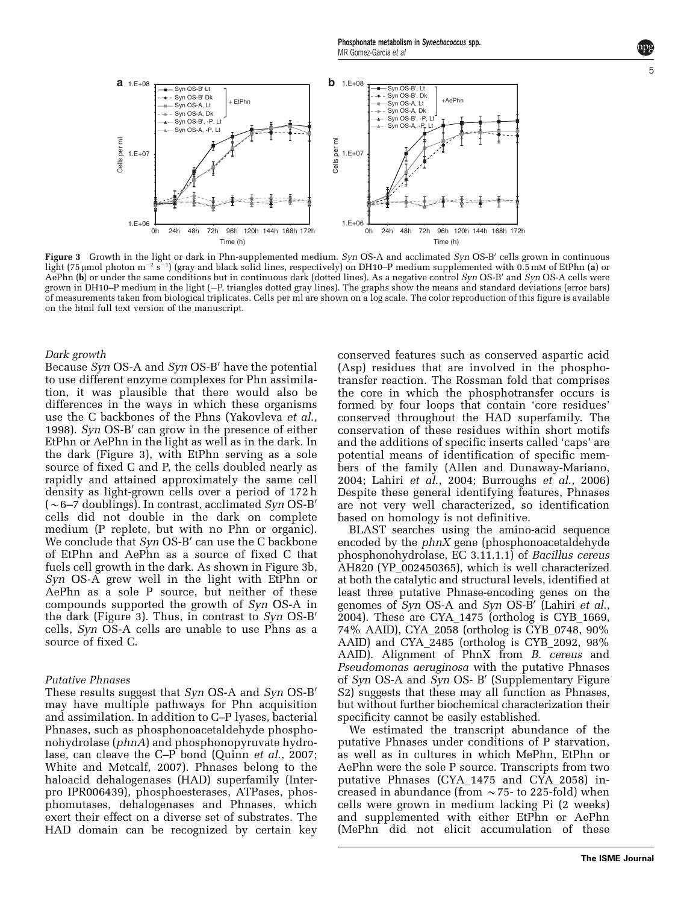**Figure 3** Growth in the light or dark in Phn-supplemented medium. *Syn* OS-A and acclimated *Syn* OS-B′ cells grown in continuous light (75 μmol photon m$^{-2}$ s$^{-1}$) (gray and black solid lines, respectively) on DH10–P medium supplemented with 0.5 mM of EtPhn (**a**) or AePhn (**b**) or under the same conditions but in continuous dark (dotted lines). As a negative control *Syn* OS-B′ and *Syn* OS-A cells were grown in DH10–P medium in the light (−P, triangles dotted gray lines). The graphs show the means and standard deviations (error bars) of measurements taken from biological triplicates. Cells per ml are shown on a log scale. The color reproduction of this figure is available on the html full text version of the manuscript.

### *Dark growth*

Because *Syn* OS-A and *Syn* OS-B′ have the potential to use different enzyme complexes for Phn assimilation, it was plausible that there would also be differences in the ways in which these organisms use the C backbones of the Phns (Yakovleva *et al.*, 1998). *Syn* OS-B′ can grow in the presence of either EtPhn or AePhn in the light as well as in the dark. In the dark (Figure 3), with EtPhn serving as a sole source of fixed C and P, the cells doubled nearly as rapidly and attained approximately the same cell density as light-grown cells over a period of 172 h (∼6–7 doublings). In contrast, acclimated *Syn* OS-B′ cells did not double in the dark on complete medium (P replete, but with no Phn or organic). We conclude that *Syn* OS-B′ can use the C backbone of EtPhn and AePhn as a source of fixed C that fuels cell growth in the dark. As shown in Figure 3b, *Syn* OS-A grew well in the light with EtPhn or AePhn as a sole P source, but neither of these compounds supported the growth of *Syn* OS-A in the dark (Figure 3). Thus, in contrast to *Syn* OS-B′ cells, *Syn* OS-A cells are unable to use Phns as a source of fixed C.

### *Putative Phnases*

These results suggest that *Syn* OS-A and *Syn* OS-B′ may have multiple pathways for Phn acquisition and assimilation. In addition to C–P lyases, bacterial Phnases, such as phosphonoacetaldehyde phosphonohydrolase (*phnA*) and phosphonopyruvate hydrolase, can cleave the C–P bond (Quinn *et al.*, 2007; White and Metcalf, 2007). Phnases belong to the haloacid dehalogenases (HAD) superfamily (Interpro IPR006439), phosphoesterases, ATPases, phosphomutases, dehalogenases and Phnases, which exert their effect on a diverse set of substrates. The HAD domain can be recognized by certain key conserved features such as conserved aspartic acid (Asp) residues that are involved in the phosphotransfer reaction. The Rossman fold that comprises the core in which the phosphotransfer occurs is formed by four loops that contain 'core residues' conserved throughout the HAD superfamily. The conservation of these residues within short motifs and the additions of specific inserts called 'caps' are potential means of identification of specific members of the family (Allen and Dunaway-Mariano, 2004; Lahiri *et al.*, 2004; Burroughs *et al.*, 2006) Despite these general identifying features, Phnases are not very well characterized, so identification based on homology is not definitive.

BLAST searches using the amino-acid sequence encoded by the *phnX* gene (phosphonoacetaldehyde phosphonohydrolase, EC 3.11.1.1) of *Bacillus cereus* AH820 (YP_002450365), which is well characterized at both the catalytic and structural levels, identified at least three putative Phnase-encoding genes on the genomes of *Syn* OS-A and *Syn* OS-B′ (Lahiri *et al.*, 2004). These are CYA_1475 (ortholog is CYB_1669, 74% AAID), CYA_2058 (ortholog is CYB_0748, 90% AAID) and CYA_2485 (ortholog is CYB_2092, 98% AAID). Alignment of PhnX from *B. cereus* and *Pseudomonas aeruginosa* with the putative Phnases of *Syn* OS-A and *Syn* OS- B′ (Supplementary Figure S2) suggests that these may all function as Phnases, but without further biochemical characterization their specificity cannot be easily established.

We estimated the transcript abundance of the putative Phnases under conditions of P starvation, as well as in cultures in which MePhn, EtPhn or AePhn were the sole P source. Transcripts from two putative Phnases (CYA_1475 and CYA_2058) increased in abundance (from ∼75- to 225-fold) when cells were grown in medium lacking Pi (2 weeks) and supplemented with either EtPhn or AePhn (MePhn did not elicit accumulation of these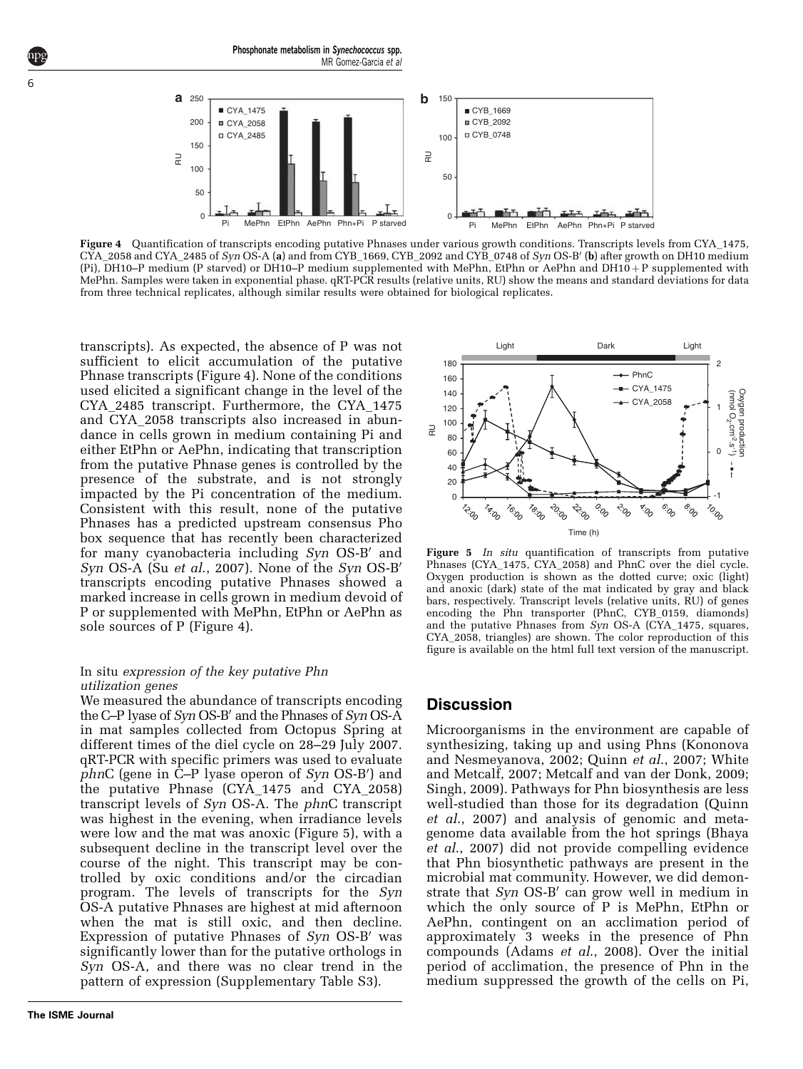**Figure 4** Quantification of transcripts encoding putative Phnases under various growth conditions. Transcripts levels from CYA_1475, CYA_2058 and CYA_2485 of *Syn* OS-A (**a**) and from CYB_1669, CYB_2092 and CYB_0748 of *Syn* OS-B′ (**b**) after growth on DH10 medium (Pi), DH10–P medium (P starved) or DH10–P medium supplemented with MePhn, EtPhn or AePhn and DH10+P supplemented with MePhn. Samples were taken in exponential phase. qRT-PCR results (relative units, RU) show the means and standard deviations for data from three technical replicates, although similar results were obtained for biological replicates.

transcripts). As expected, the absence of P was not sufficient to elicit accumulation of the putative Phnase transcripts (Figure 4). None of the conditions used elicited a significant change in the level of the CYA_2485 transcript. Furthermore, the CYA_1475 and CYA_2058 transcripts also increased in abundance in cells grown in medium containing Pi and either EtPhn or AePhn, indicating that transcription from the putative Phnase genes is controlled by the presence of the substrate, and is not strongly impacted by the Pi concentration of the medium. Consistent with this result, none of the putative Phnases has a predicted upstream consensus Pho box sequence that has recently been characterized for many cyanobacteria including *Syn* OS-B′ and *Syn* OS-A (Su *et al.*, 2007). None of the *Syn* OS-B′ transcripts encoding putative Phnases showed a marked increase in cells grown in medium devoid of P or supplemented with MePhn, EtPhn or AePhn as sole sources of P (Figure 4).

### *In situ expression of the key putative Phn utilization genes*

We measured the abundance of transcripts encoding the C–P lyase of *Syn* OS-B′ and the Phnases of *Syn* OS-A in mat samples collected from Octopus Spring at different times of the diel cycle on 28–29 July 2007. qRT-PCR with specific primers was used to evaluate *phn*C (gene in C–P lyase operon of *Syn* OS-B′) and the putative Phnase (CYA_1475 and CYA_2058) transcript levels of *Syn* OS-A. The *phn*C transcript was highest in the evening, when irradiance levels were low and the mat was anoxic (Figure 5), with a subsequent decline in the transcript level over the course of the night. This transcript may be controlled by oxic conditions and/or the circadian program. The levels of transcripts for the *Syn* OS-A putative Phnases are highest at mid afternoon when the mat is still oxic, and then decline. Expression of putative Phnases of *Syn* OS-B′ was significantly lower than for the putative orthologs in *Syn* OS-A, and there was no clear trend in the pattern of expression (Supplementary Table S3).

**Figure 5** *In situ* quantification of transcripts from putative Phnases (CYA_1475, CYA_2058) and PhnC over the diel cycle. Oxygen production is shown as the dotted curve; oxic (light) and anoxic (dark) state of the mat indicated by gray and black bars, respectively. Transcript levels (relative units, RU) of genes encoding the Phn transporter (PhnC, CYB_0159, diamonds) and the putative Phnases from *Syn* OS-A (CYA_1475, squares, CYA_2058, triangles) are shown. The color reproduction of this figure is available on the html full text version of the manuscript.

## Discussion

Microorganisms in the environment are capable of synthesizing, taking up and using Phns (Kononova and Nesmeyanova, 2002; Quinn *et al.*, 2007; White and Metcalf, 2007; Metcalf and van der Donk, 2009; Singh, 2009). Pathways for Phn biosynthesis are less well-studied than those for its degradation (Quinn *et al.*, 2007) and analysis of genomic and metagenome data available from the hot springs (Bhaya *et al.*, 2007) did not provide compelling evidence that Phn biosynthetic pathways are present in the microbial mat community. However, we did demonstrate that *Syn* OS-B′ can grow well in medium in which the only source of P is MePhn, EtPhn or AePhn, contingent on an acclimation period of approximately 3 weeks in the presence of Phn compounds (Adams *et al.*, 2008). Over the initial period of acclimation, the presence of Phn in the medium suppressed the growth of the cells on Pi,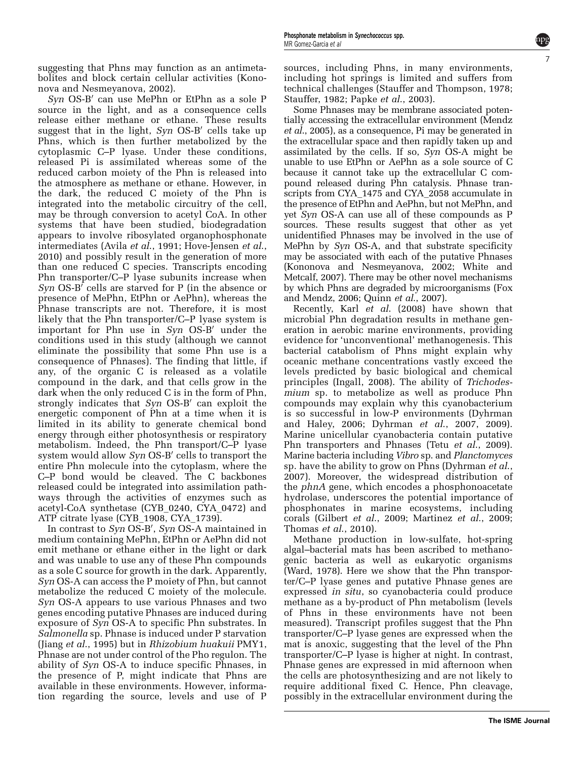suggesting that Phns may function as an antimetabolites and block certain cellular activities (Kononova and Nesmeyanova, 2002).

*Syn* OS-B′ can use MePhn or EtPhn as a sole P source in the light, and as a consequence cells release either methane or ethane. These results suggest that in the light, *Syn* OS-B′ cells take up Phns, which is then further metabolized by the cytoplasmic C–P lyase. Under these conditions, released Pi is assimilated whereas some of the reduced carbon moiety of the Phn is released into the atmosphere as methane or ethane. However, in the dark, the reduced C moiety of the Phn is integrated into the metabolic circuitry of the cell, may be through conversion to acetyl CoA. In other systems that have been studied, biodegradation appears to involve ribosylated organophosphonate intermediates (Avila *et al.*, 1991; Hove-Jensen *et al.*, 2010) and possibly result in the generation of more than one reduced C species. Transcripts encoding Phn transporter/C–P lyase subunits increase when *Syn* OS-B′ cells are starved for P (in the absence or presence of MePhn, EtPhn or AePhn), whereas the Phnase transcripts are not. Therefore, it is most likely that the Phn transporter/C–P lyase system is important for Phn use in *Syn* OS-B′ under the conditions used in this study (although we cannot eliminate the possibility that some Phn use is a consequence of Phnases). The finding that little, if any, of the organic C is released as a volatile compound in the dark, and that cells grow in the dark when the only reduced C is in the form of Phn, strongly indicates that *Syn* OS-B′ can exploit the energetic component of Phn at a time when it is limited in its ability to generate chemical bond energy through either photosynthesis or respiratory metabolism. Indeed, the Phn transport/C–P lyase system would allow *Syn* OS-B′ cells to transport the entire Phn molecule into the cytoplasm, where the C–P bond would be cleaved. The C backbones released could be integrated into assimilation pathways through the activities of enzymes such as acetyl-CoA synthetase (CYB_0240, CYA_0472) and ATP citrate lyase (CYB_1908, CYA_1739).

In contrast to *Syn* OS-B′, *Syn* OS-A maintained in medium containing MePhn, EtPhn or AePhn did not emit methane or ethane either in the light or dark and was unable to use any of these Phn compounds as a sole C source for growth in the dark. Apparently, *Syn* OS-A can access the P moiety of Phn, but cannot metabolize the reduced C moiety of the molecule. *Syn* OS-A appears to use various Phnases and two genes encoding putative Phnases are induced during exposure of *Syn* OS-A to specific Phn substrates. In *Salmonella* sp. Phnase is induced under P starvation (Jiang *et al.*, 1995) but in *Rhizobium huakuii* PMY1, Phnase are not under control of the Pho regulon. The ability of *Syn* OS-A to induce specific Phnases, in the presence of P, might indicate that Phns are available in these environments. However, information regarding the source, levels and use of P sources, including Phns, in many environments, including hot springs is limited and suffers from technical challenges (Stauffer and Thompson, 1978; Stauffer, 1982; Papke *et al.*, 2003).

Some Phnases may be membrane associated potentially accessing the extracellular environment (Mendz *et al.*, 2005), as a consequence, Pi may be generated in the extracellular space and then rapidly taken up and assimilated by the cells. If so, *Syn* OS-A might be unable to use EtPhn or AePhn as a sole source of C because it cannot take up the extracellular C compound released during Phn catalysis. Phnase transcripts from CYA_1475 and CYA_2058 accumulate in the presence of EtPhn and AePhn, but not MePhn, and yet *Syn* OS-A can use all of these compounds as P sources. These results suggest that other as yet unidentified Phnases may be involved in the use of MePhn by *Syn* OS-A, and that substrate specificity may be associated with each of the putative Phnases (Kononova and Nesmeyanova, 2002; White and Metcalf, 2007). There may be other novel mechanisms by which Phns are degraded by microorganisms (Fox and Mendz, 2006; Quinn *et al.*, 2007).

Recently, Karl *et al.* (2008) have shown that microbial Phn degradation results in methane generation in aerobic marine environments, providing evidence for 'unconventional' methanogenesis. This bacterial catabolism of Phns might explain why oceanic methane concentrations vastly exceed the levels predicted by basic biological and chemical principles (Ingall, 2008). The ability of *Trichodesmium* sp. to metabolize as well as produce Phn compounds may explain why this cyanobacterium is so successful in low-P environments (Dyhrman and Haley, 2006; Dyhrman *et al.*, 2007, 2009). Marine unicellular cyanobacteria contain putative Phn transporters and Phnases (Tetu *et al.*, 2009). Marine bacteria including *Vibro* sp. and *Planctomyces* sp. have the ability to grow on Phns (Dyhrman *et al.*, 2007). Moreover, the widespread distribution of the *phnA* gene, which encodes a phosphonoacetate hydrolase, underscores the potential importance of phosphonates in marine ecosystems, including corals (Gilbert *et al.*, 2009; Martinez *et al.*, 2009; Thomas *et al.*, 2010).

Methane production in low-sulfate, hot-spring algal–bacterial mats has been ascribed to methanogenic bacteria as well as eukaryotic organisms (Ward, 1978). Here we show that the Phn transporter/C–P lyase genes and putative Phnase genes are expressed *in situ*, so cyanobacteria could produce methane as a by-product of Phn metabolism (levels of Phns in these environments have not been measured). Transcript profiles suggest that the Phn transporter/C–P lyase genes are expressed when the mat is anoxic, suggesting that the level of the Phn transporter/C–P lyase is higher at night. In contrast, Phnase genes are expressed in mid afternoon when the cells are photosynthesizing and are not likely to require additional fixed C. Hence, Phn cleavage, possibly in the extracellular environment during the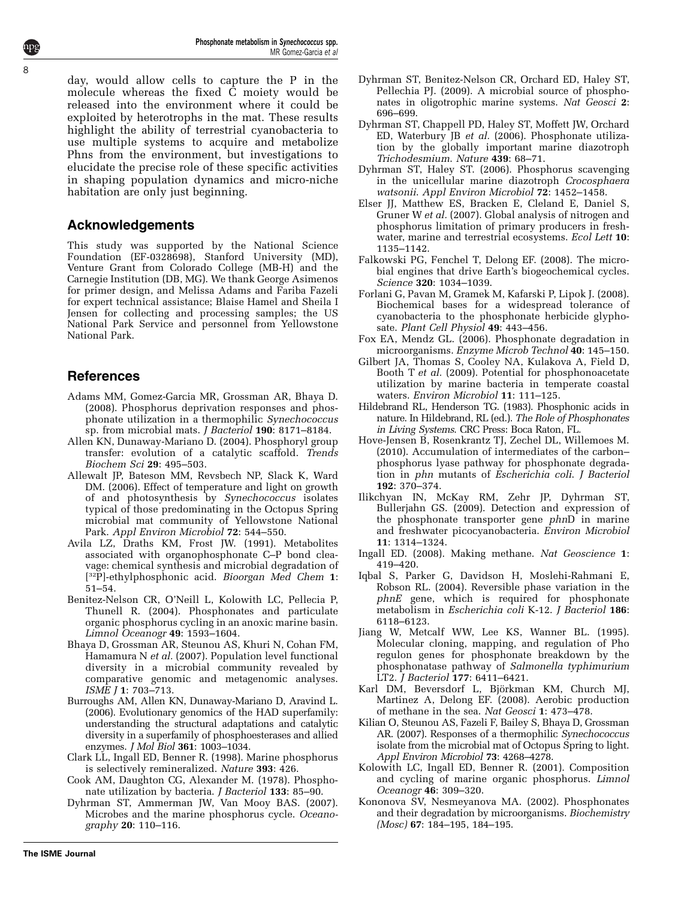day, would allow cells to capture the P in the molecule whereas the fixed C moiety would be released into the environment where it could be exploited by heterotrophs in the mat. These results highlight the ability of terrestrial cyanobacteria to use multiple systems to acquire and metabolize Phns from the environment, but investigations to elucidate the precise role of these specific activities in shaping population dynamics and micro-niche habitation are only just beginning.

## Acknowledgements

This study was supported by the National Science Foundation (EF-0328698), Stanford University (MD), Venture Grant from Colorado College (MB-H) and the Carnegie Institution (DB, MG). We thank George Asimenos for primer design, and Melissa Adams and Fariba Fazeli for expert technical assistance; Blaise Hamel and Sheila I Jensen for collecting and processing samples; the US National Park Service and personnel from Yellowstone National Park.

## References

Adams MM, Gomez-Garcia MR, Grossman AR, Bhaya D. (2008). Phosphorus deprivation responses and phosphonate utilization in a thermophilic *Synechococcus* sp. from microbial mats. *J Bacteriol* **190**: 8171–8184.

Allen KN, Dunaway-Mariano D. (2004). Phosphoryl group transfer: evolution of a catalytic scaffold. *Trends Biochem Sci* **29**: 495–503.

Allewalt JP, Bateson MM, Revsbech NP, Slack K, Ward DM. (2006). Effect of temperature and light on growth of and photosynthesis by *Synechococcus* isolates typical of those predominating in the Octopus Spring microbial mat community of Yellowstone National Park. *Appl Environ Microbiol* **72**: 544–550.

Avila LZ, Draths KM, Frost JW. (1991). Metabolites associated with organophosphonate C–P bond cleavage: chemical synthesis and microbial degradation of [$^{32}$P]-ethylphosphonic acid. *Bioorgan Med Chem* **1**: 51–54.

Benitez-Nelson CR, O'Neill L, Kolowith LC, Pellecia P, Thunell R. (2004). Phosphonates and particulate organic phosphorus cycling in an anoxic marine basin. *Limnol Oceanogr* **49**: 1593–1604.

Bhaya D, Grossman AR, Steunou AS, Khuri N, Cohan FM, Hamamura N *et al*. (2007). Population level functional diversity in a microbial community revealed by comparative genomic and metagenomic analyses. *ISME J* **1**: 703–713.

Burroughs AM, Allen KN, Dunaway-Mariano D, Aravind L. (2006). Evolutionary genomics of the HAD superfamily: understanding the structural adaptations and catalytic diversity in a superfamily of phosphoesterases and allied enzymes. *J Mol Biol* **361**: 1003–1034.

Clark LL, Ingall ED, Benner R. (1998). Marine phosphorus is selectively remineralized. *Nature* **393**: 426.

Cook AM, Daughton CG, Alexander M. (1978). Phosphonate utilization by bacteria. *J Bacteriol* **133**: 85–90.

Dyhrman ST, Ammerman JW, Van Mooy BAS. (2007). Microbes and the marine phosphorus cycle. *Oceanography* **20**: 110–116.

Dyhrman ST, Benitez-Nelson CR, Orchard ED, Haley ST, Pellechia PJ. (2009). A microbial source of phosphonates in oligotrophic marine systems. *Nat Geosci* **2**: 696–699.

Dyhrman ST, Chappell PD, Haley ST, Moffett JW, Orchard ED, Waterbury JB *et al*. (2006). Phosphonate utilization by the globally important marine diazotroph *Trichodesmium*. *Nature* **439**: 68–71.

Dyhrman ST, Haley ST. (2006). Phosphorus scavenging in the unicellular marine diazotroph *Crocosphaera watsonii*. *Appl Environ Microbiol* **72**: 1452–1458.

Elser JJ, Matthew ES, Bracken E, Cleland E, Daniel S, Gruner W *et al*. (2007). Global analysis of nitrogen and phosphorus limitation of primary producers in freshwater, marine and terrestrial ecosystems. *Ecol Lett* **10**: 1135–1142.

Falkowski PG, Fenchel T, Delong EF. (2008). The microbial engines that drive Earth's biogeochemical cycles. *Science* **320**: 1034–1039.

Forlani G, Pavan M, Gramek M, Kafarski P, Lipok J. (2008). Biochemical bases for a widespread tolerance of cyanobacteria to the phosphonate herbicide glyphosate. *Plant Cell Physiol* **49**: 443–456.

Fox EA, Mendz GL. (2006). Phosphonate degradation in microorganisms. *Enzyme Microb Technol* **40**: 145–150.

Gilbert JA, Thomas S, Cooley NA, Kulakova A, Field D, Booth T *et al*. (2009). Potential for phosphonoacetate utilization by marine bacteria in temperate coastal waters. *Environ Microbiol* **11**: 111–125.

Hildebrand RL, Henderson TG. (1983). Phosphonic acids in nature. In Hildebrand, RL (ed.). *The Role of Phosphonates in Living Systems*. CRC Press: Boca Raton, FL.

Hove-Jensen B, Rosenkrantz TJ, Zechel DL, Willemoes M. (2010). Accumulation of intermediates of the carbon–phosphorus lyase pathway for phosphonate degradation in *phn* mutants of *Escherichia coli*. *J Bacteriol* **192**: 370–374.

Ilikchyan IN, McKay RM, Zehr JP, Dyhrman ST, Bullerjahn GS. (2009). Detection and expression of the phosphonate transporter gene *phn*D in marine and freshwater picocyanobacteria. *Environ Microbiol* **11**: 1314–1324.

Ingall ED. (2008). Making methane. *Nat Geoscience* **1**: 419–420.

Iqbal S, Parker G, Davidson H, Moslehi-Rahmani E, Robson RL. (2004). Reversible phase variation in the *phnE* gene, which is required for phosphonate metabolism in *Escherichia coli* K-12. *J Bacteriol* **186**: 6118–6123.

Jiang W, Metcalf WW, Lee KS, Wanner BL. (1995). Molecular cloning, mapping, and regulation of Pho regulon genes for phosphonate breakdown by the phosphonatase pathway of *Salmonella typhimurium* LT2. *J Bacteriol* **177**: 6411–6421.

Karl DM, Beversdorf L, Björkman KM, Church MJ, Martinez A, Delong EF. (2008). Aerobic production of methane in the sea. *Nat Geosci* **1**: 473–478.

Kilian O, Steunou AS, Fazeli F, Bailey S, Bhaya D, Grossman AR. (2007). Responses of a thermophilic *Synechococcus* isolate from the microbial mat of Octopus Spring to light. *Appl Environ Microbiol* **73**: 4268–4278.

Kolowith LC, Ingall ED, Benner R. (2001). Composition and cycling of marine organic phosphorus. *Limnol Oceanogr* **46**: 309–320.

Kononova SV, Nesmeyanova MA. (2002). Phosphonates and their degradation by microorganisms. *Biochemistry (Mosc)* **67**: 184–195, 184–195.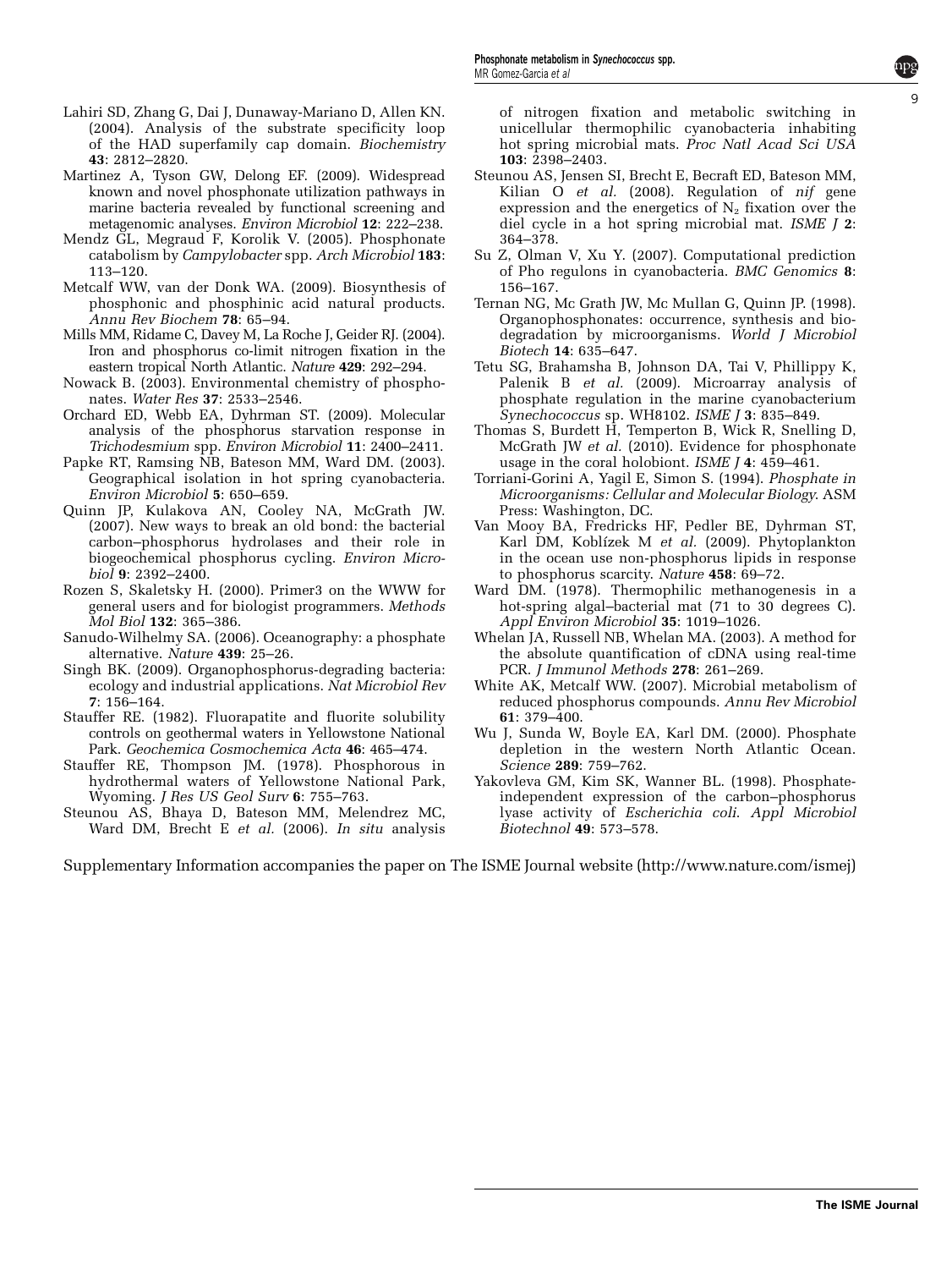Lahiri SD, Zhang G, Dai J, Dunaway-Mariano D, Allen KN. (2004). Analysis of the substrate specificity loop of the HAD superfamily cap domain. *Biochemistry* **43**: 2812–2820.

Martinez A, Tyson GW, Delong EF. (2009). Widespread known and novel phosphonate utilization pathways in marine bacteria revealed by functional screening and metagenomic analyses. *Environ Microbiol* **12**: 222–238.

Mendz GL, Megraud F, Korolik V. (2005). Phosphonate catabolism by *Campylobacter* spp. *Arch Microbiol* **183**: 113–120.

Metcalf WW, van der Donk WA. (2009). Biosynthesis of phosphonic and phosphinic acid natural products. *Annu Rev Biochem* **78**: 65–94.

Mills MM, Ridame C, Davey M, La Roche J, Geider RJ. (2004). Iron and phosphorus co-limit nitrogen fixation in the eastern tropical North Atlantic. *Nature* **429**: 292–294.

Nowack B. (2003). Environmental chemistry of phosphonates. *Water Res* **37**: 2533–2546.

Orchard ED, Webb EA, Dyhrman ST. (2009). Molecular analysis of the phosphorus starvation response in *Trichodesmium* spp. *Environ Microbiol* **11**: 2400–2411.

Papke RT, Ramsing NB, Bateson MM, Ward DM. (2003). Geographical isolation in hot spring cyanobacteria. *Environ Microbiol* **5**: 650–659.

Quinn JP, Kulakova AN, Cooley NA, McGrath JW. (2007). New ways to break an old bond: the bacterial carbon–phosphorus hydrolases and their role in biogeochemical phosphorus cycling. *Environ Microbiol* **9**: 2392–2400.

Rozen S, Skaletsky H. (2000). Primer3 on the WWW for general users and for biologist programmers. *Methods Mol Biol* **132**: 365–386.

Sanudo-Wilhelmy SA. (2006). Oceanography: a phosphate alternative. *Nature* **439**: 25–26.

Singh BK. (2009). Organophosphorus-degrading bacteria: ecology and industrial applications. *Nat Microbiol Rev* **7**: 156–164.

Stauffer RE. (1982). Fluorapatite and fluorite solubility controls on geothermal waters in Yellowstone National Park. *Geochemica Cosmochemica Acta* **46**: 465–474.

Stauffer RE, Thompson JM. (1978). Phosphorous in hydrothermal waters of Yellowstone National Park, Wyoming. *J Res US Geol Surv* **6**: 755–763.

Steunou AS, Bhaya D, Bateson MM, Melendrez MC, Ward DM, Brecht E *et al.* (2006). *In situ* analysis of nitrogen fixation and metabolic switching in unicellular thermophilic cyanobacteria inhabiting hot spring microbial mats. *Proc Natl Acad Sci USA* **103**: 2398–2403.

Steunou AS, Jensen SI, Brecht E, Becraft ED, Bateson MM, Kilian O *et al.* (2008). Regulation of *nif* gene expression and the energetics of $N_2$ fixation over the diel cycle in a hot spring microbial mat. *ISME J* **2**: 364–378.

Su Z, Olman V, Xu Y. (2007). Computational prediction of Pho regulons in cyanobacteria. *BMC Genomics* **8**: 156–167.

Ternan NG, Mc Grath JW, Mc Mullan G, Quinn JP. (1998). Organophosphonates: occurrence, synthesis and biodegradation by microorganisms. *World J Microbiol Biotech* **14**: 635–647.

Tetu SG, Brahamsha B, Johnson DA, Tai V, Phillippy K, Palenik B *et al.* (2009). Microarray analysis of phosphate regulation in the marine cyanobacterium *Synechococcus* sp. WH8102. *ISME J* **3**: 835–849.

Thomas S, Burdett H, Temperton B, Wick R, Snelling D, McGrath JW *et al.* (2010). Evidence for phosphonate usage in the coral holobiont. *ISME J* **4**: 459–461.

Torriani-Gorini A, Yagil E, Simon S. (1994). *Phosphate in Microorganisms: Cellular and Molecular Biology*. ASM Press: Washington, DC.

Van Mooy BA, Fredricks HF, Pedler BE, Dyhrman ST, Karl DM, Koblízek M *et al.* (2009). Phytoplankton in the ocean use non-phosphorus lipids in response to phosphorus scarcity. *Nature* **458**: 69–72.

Ward DM. (1978). Thermophilic methanogenesis in a hot-spring algal–bacterial mat (71 to 30 degrees C). *Appl Environ Microbiol* **35**: 1019–1026.

Whelan JA, Russell NB, Whelan MA. (2003). A method for the absolute quantification of cDNA using real-time PCR. *J Immunol Methods* **278**: 261–269.

White AK, Metcalf WW. (2007). Microbial metabolism of reduced phosphorus compounds. *Annu Rev Microbiol* **61**: 379–400.

Wu J, Sunda W, Boyle EA, Karl DM. (2000). Phosphate depletion in the western North Atlantic Ocean. *Science* **289**: 759–762.

Yakovleva GM, Kim SK, Wanner BL. (1998). Phosphate-independent expression of the carbon–phosphorus lyase activity of *Escherichia coli*. *Appl Microbiol Biotechnol* **49**: 573–578.

Supplementary Information accompanies the paper on The ISME Journal website (http://www.nature.com/ismej)